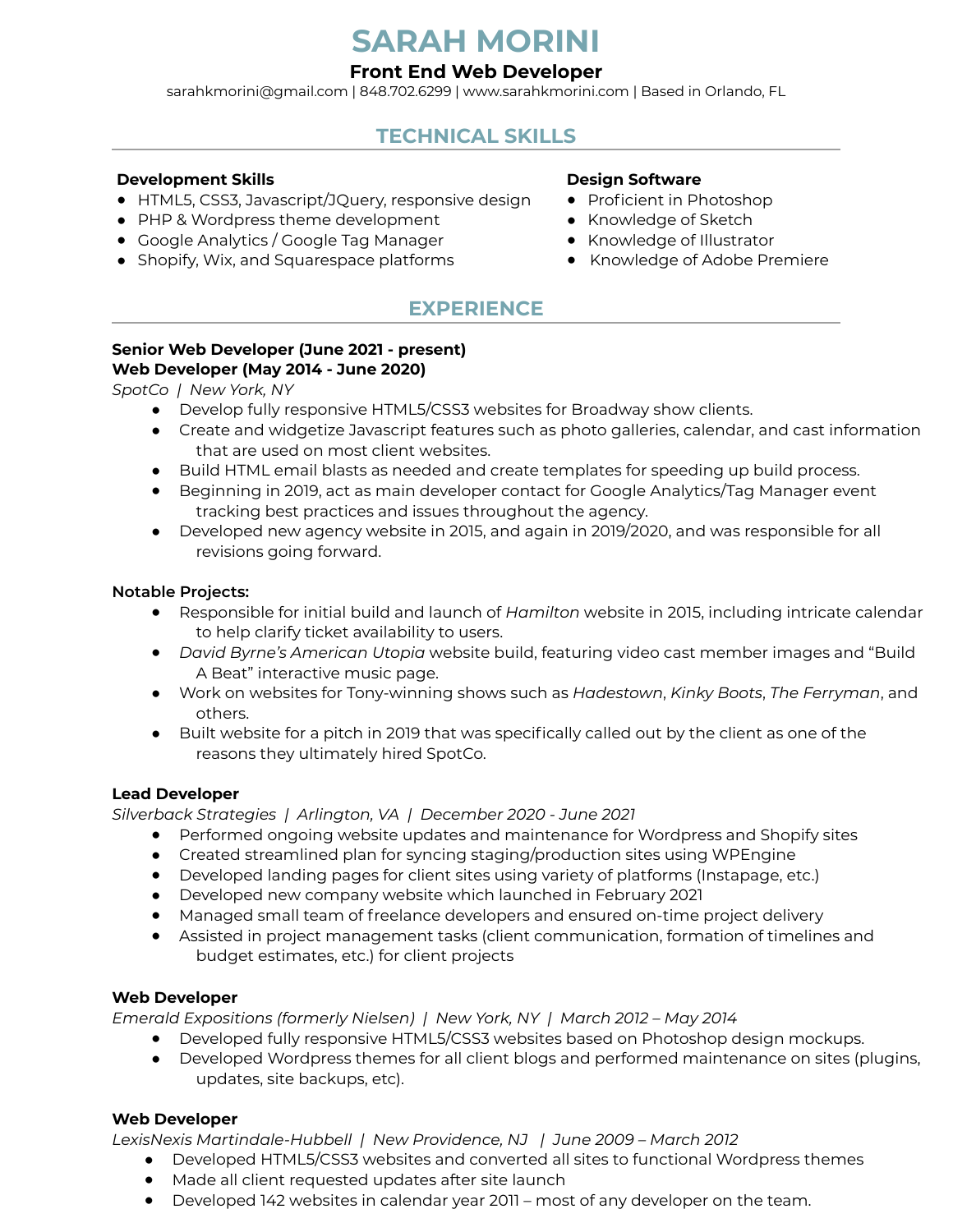# SARAH MORINI

**Front End Web Developer**

sarahkmorini@gmail.com | 848.702.6299 | www.sarahkmorini.com | Based in Orlando, FL

## TECHNICAL SKILLS

**Development Skills**

- HTML5, CSS3, Javascript/JQuery, responsive design
- PHP & Wordpress theme development
- Google Analytics / Google Tag Manager
- Shopify, Wix, and Squarespace platforms

**Design Software**

- Proficient in Photoshop
- Knowledge of Sketch
- Knowledge of Illustrator
- Knowledge of Adobe Premiere

## EXPERIENCE

**Senior Web Developer (June 2021 - present)**
**Web Developer (May 2014 - June 2020)**
*SpotCo | New York, NY*

- Develop fully responsive HTML5/CSS3 websites for Broadway show clients.
- Create and widgetize Javascript features such as photo galleries, calendar, and cast information that are used on most client websites.
- Build HTML email blasts as needed and create templates for speeding up build process.
- Beginning in 2019, act as main developer contact for Google Analytics/Tag Manager event tracking best practices and issues throughout the agency.
- Developed new agency website in 2015, and again in 2019/2020, and was responsible for all revisions going forward.

**Notable Projects:**

- Responsible for initial build and launch of *Hamilton* website in 2015, including intricate calendar to help clarify ticket availability to users.
- *David Byrne's American Utopia* website build, featuring video cast member images and "Build A Beat" interactive music page.
- Work on websites for Tony-winning shows such as *Hadestown*, *Kinky Boots*, *The Ferryman*, and others.
- Built website for a pitch in 2019 that was specifically called out by the client as one of the reasons they ultimately hired SpotCo.

**Lead Developer**
*Silverback Strategies | Arlington, VA | December 2020 - June 2021*

- Performed ongoing website updates and maintenance for Wordpress and Shopify sites
- Created streamlined plan for syncing staging/production sites using WPEngine
- Developed landing pages for client sites using variety of platforms (Instapage, etc.)
- Developed new company website which launched in February 2021
- Managed small team of freelance developers and ensured on-time project delivery
- Assisted in project management tasks (client communication, formation of timelines and budget estimates, etc.) for client projects

**Web Developer**
*Emerald Expositions (formerly Nielsen) | New York, NY | March 2012 – May 2014*

- Developed fully responsive HTML5/CSS3 websites based on Photoshop design mockups.
- Developed Wordpress themes for all client blogs and performed maintenance on sites (plugins, updates, site backups, etc).

**Web Developer**
*LexisNexis Martindale-Hubbell | New Providence, NJ | June 2009 – March 2012*

- Developed HTML5/CSS3 websites and converted all sites to functional Wordpress themes
- Made all client requested updates after site launch
- Developed 142 websites in calendar year 2011 – most of any developer on the team.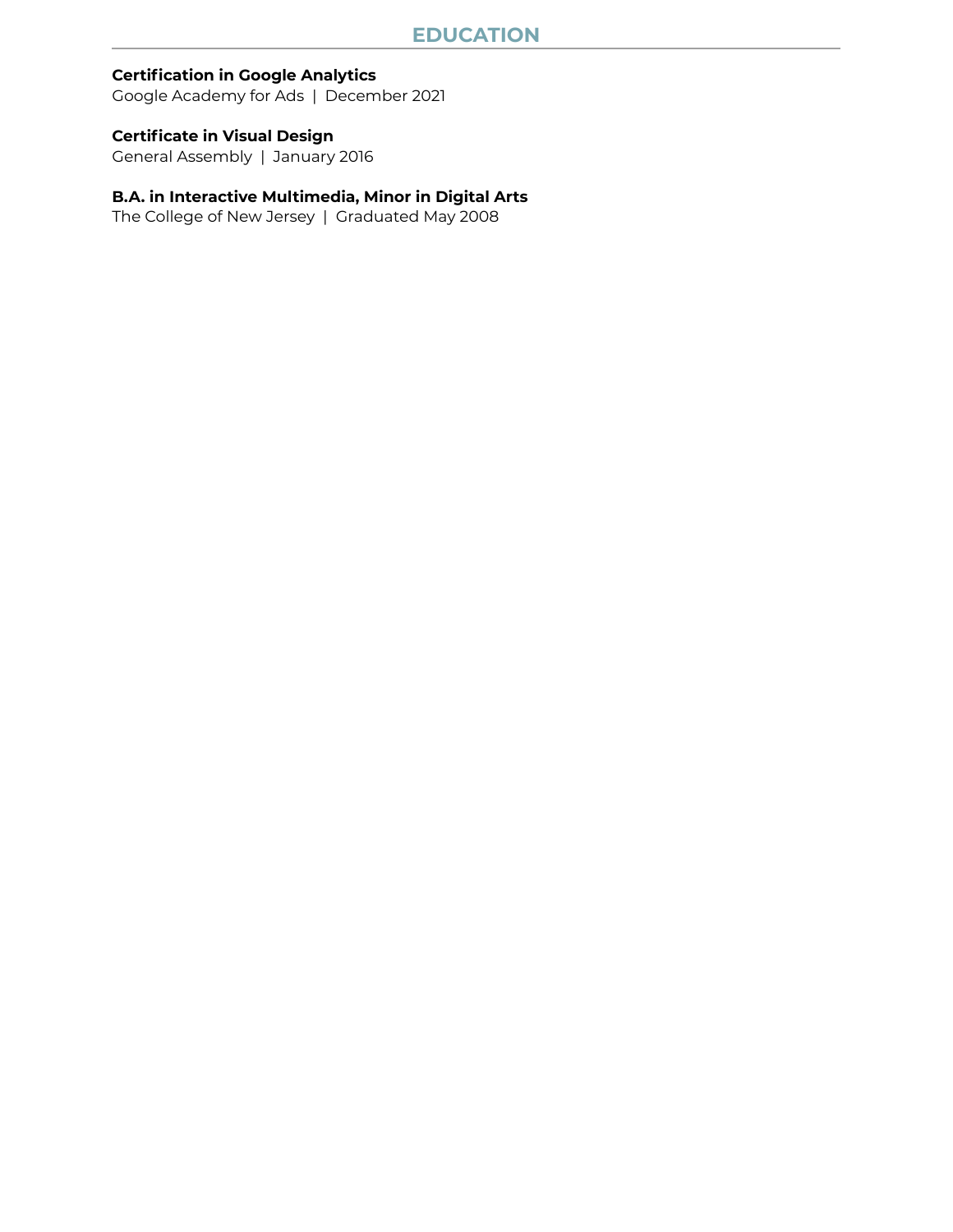## EDUCATION

**Certification in Google Analytics**
Google Academy for Ads | December 2021

**Certificate in Visual Design**
General Assembly | January 2016

**B.A. in Interactive Multimedia, Minor in Digital Arts**
The College of New Jersey | Graduated May 2008